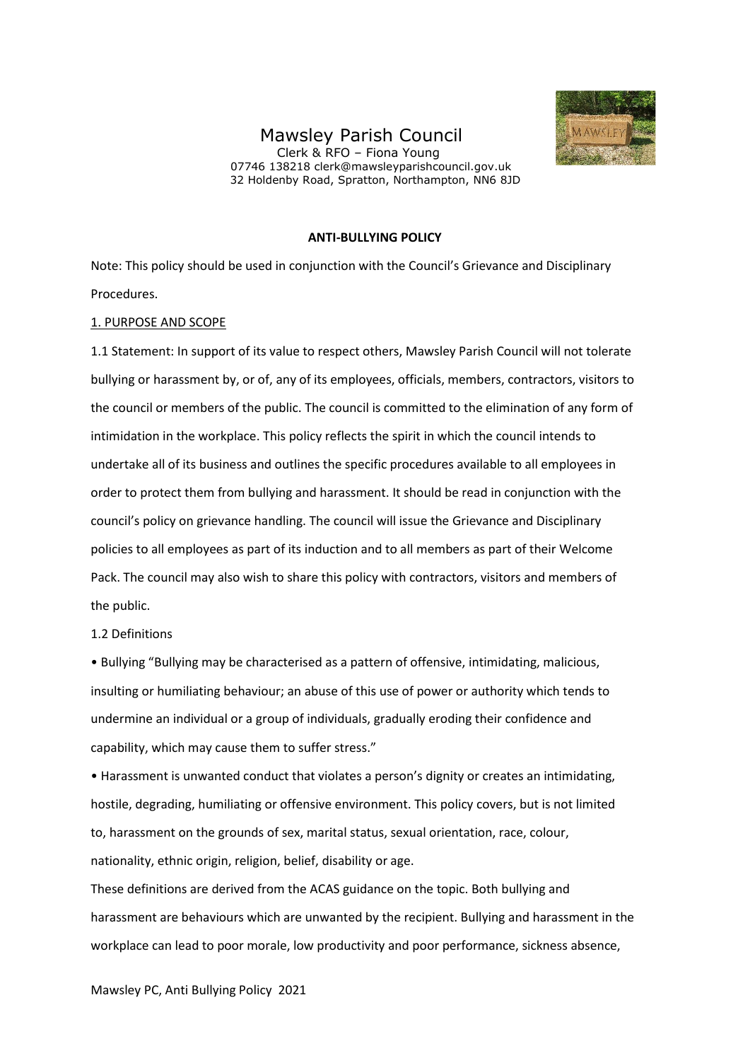# Mawsley Parish Council

Clerk & RFO – Fiona Young
07746 138218 clerk@mawsleyparishcouncil.gov.uk
32 Holdenby Road, Spratton, Northampton, NN6 8JD

**ANTI-BULLYING POLICY**

Note: This policy should be used in conjunction with the Council's Grievance and Disciplinary Procedures.

## 1. PURPOSE AND SCOPE

1.1 Statement: In support of its value to respect others, Mawsley Parish Council will not tolerate bullying or harassment by, or of, any of its employees, officials, members, contractors, visitors to the council or members of the public. The council is committed to the elimination of any form of intimidation in the workplace. This policy reflects the spirit in which the council intends to undertake all of its business and outlines the specific procedures available to all employees in order to protect them from bullying and harassment. It should be read in conjunction with the council's policy on grievance handling. The council will issue the Grievance and Disciplinary policies to all employees as part of its induction and to all members as part of their Welcome Pack. The council may also wish to share this policy with contractors, visitors and members of the public.

1.2 Definitions

- Bullying "Bullying may be characterised as a pattern of offensive, intimidating, malicious, insulting or humiliating behaviour; an abuse of this use of power or authority which tends to undermine an individual or a group of individuals, gradually eroding their confidence and capability, which may cause them to suffer stress."
- Harassment is unwanted conduct that violates a person's dignity or creates an intimidating, hostile, degrading, humiliating or offensive environment. This policy covers, but is not limited to, harassment on the grounds of sex, marital status, sexual orientation, race, colour, nationality, ethnic origin, religion, belief, disability or age.

These definitions are derived from the ACAS guidance on the topic. Both bullying and harassment are behaviours which are unwanted by the recipient. Bullying and harassment in the workplace can lead to poor morale, low productivity and poor performance, sickness absence,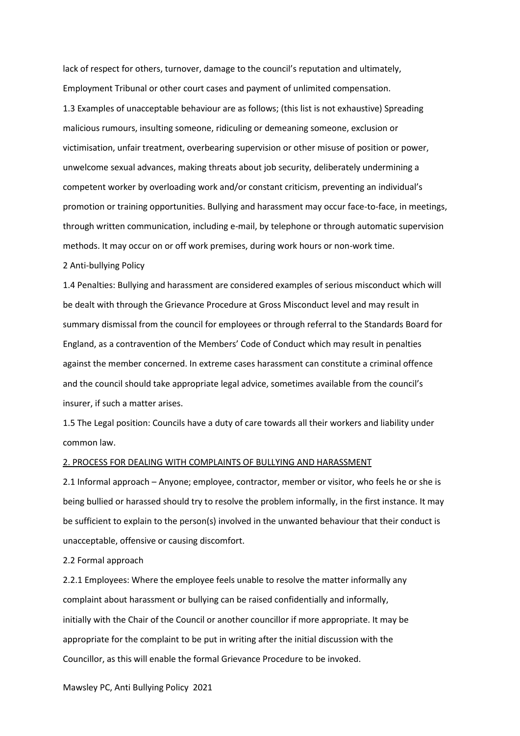lack of respect for others, turnover, damage to the council's reputation and ultimately, Employment Tribunal or other court cases and payment of unlimited compensation.

1.3 Examples of unacceptable behaviour are as follows; (this list is not exhaustive) Spreading malicious rumours, insulting someone, ridiculing or demeaning someone, exclusion or victimisation, unfair treatment, overbearing supervision or other misuse of position or power, unwelcome sexual advances, making threats about job security, deliberately undermining a competent worker by overloading work and/or constant criticism, preventing an individual's promotion or training opportunities. Bullying and harassment may occur face-to-face, in meetings, through written communication, including e-mail, by telephone or through automatic supervision methods. It may occur on or off work premises, during work hours or non-work time.

2 Anti-bullying Policy

1.4 Penalties: Bullying and harassment are considered examples of serious misconduct which will be dealt with through the Grievance Procedure at Gross Misconduct level and may result in summary dismissal from the council for employees or through referral to the Standards Board for England, as a contravention of the Members' Code of Conduct which may result in penalties against the member concerned. In extreme cases harassment can constitute a criminal offence and the council should take appropriate legal advice, sometimes available from the council's insurer, if such a matter arises.

1.5 The Legal position: Councils have a duty of care towards all their workers and liability under common law.

## 2. PROCESS FOR DEALING WITH COMPLAINTS OF BULLYING AND HARASSMENT

2.1 Informal approach – Anyone; employee, contractor, member or visitor, who feels he or she is being bullied or harassed should try to resolve the problem informally, in the first instance. It may be sufficient to explain to the person(s) involved in the unwanted behaviour that their conduct is unacceptable, offensive or causing discomfort.

2.2 Formal approach

2.2.1 Employees: Where the employee feels unable to resolve the matter informally any complaint about harassment or bullying can be raised confidentially and informally, initially with the Chair of the Council or another councillor if more appropriate. It may be appropriate for the complaint to be put in writing after the initial discussion with the Councillor, as this will enable the formal Grievance Procedure to be invoked.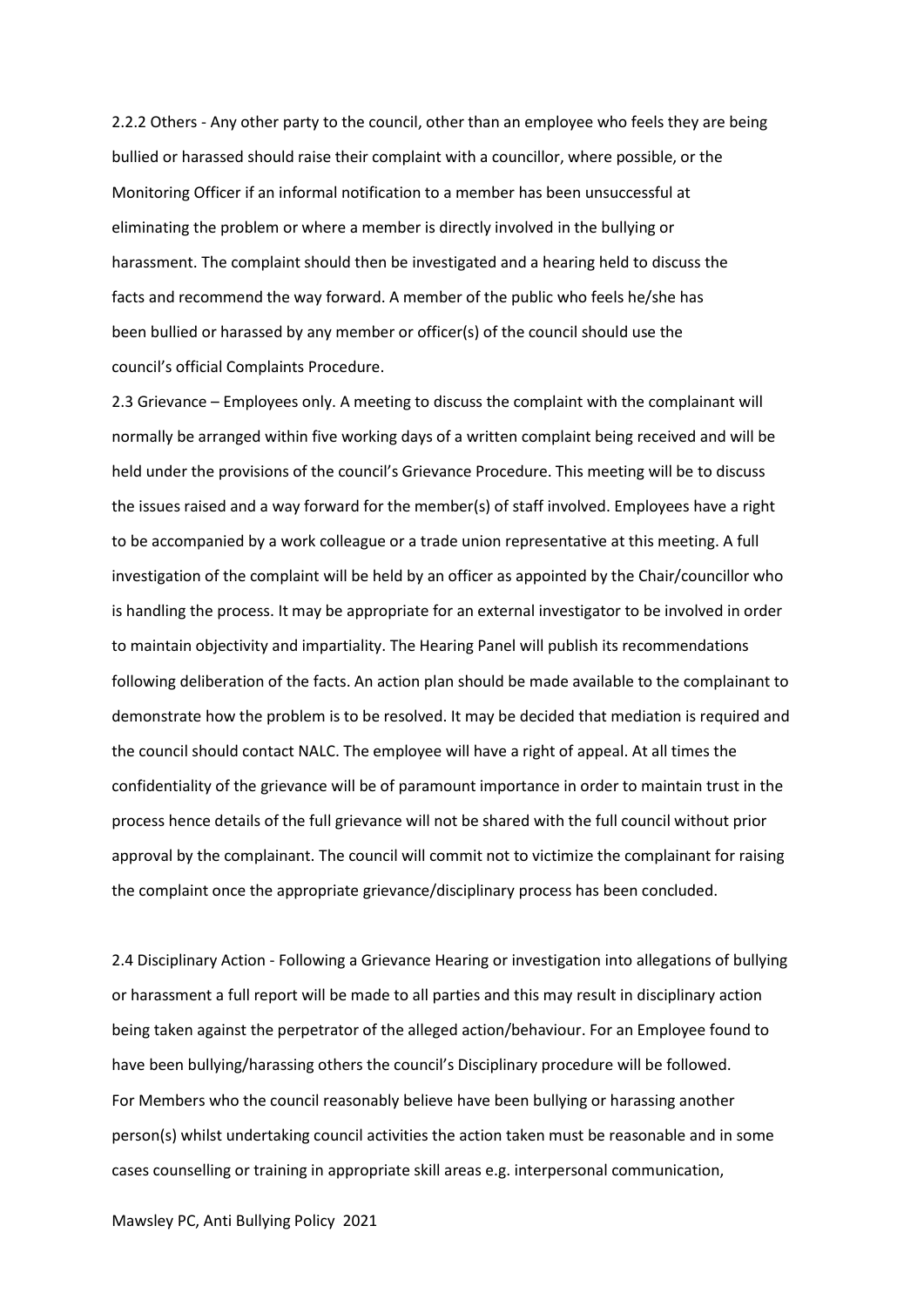2.2.2 Others - Any other party to the council, other than an employee who feels they are being bullied or harassed should raise their complaint with a councillor, where possible, or the Monitoring Officer if an informal notification to a member has been unsuccessful at eliminating the problem or where a member is directly involved in the bullying or harassment. The complaint should then be investigated and a hearing held to discuss the facts and recommend the way forward. A member of the public who feels he/she has been bullied or harassed by any member or officer(s) of the council should use the council's official Complaints Procedure.

2.3 Grievance – Employees only. A meeting to discuss the complaint with the complainant will normally be arranged within five working days of a written complaint being received and will be held under the provisions of the council's Grievance Procedure. This meeting will be to discuss the issues raised and a way forward for the member(s) of staff involved. Employees have a right to be accompanied by a work colleague or a trade union representative at this meeting. A full investigation of the complaint will be held by an officer as appointed by the Chair/councillor who is handling the process. It may be appropriate for an external investigator to be involved in order to maintain objectivity and impartiality. The Hearing Panel will publish its recommendations following deliberation of the facts. An action plan should be made available to the complainant to demonstrate how the problem is to be resolved. It may be decided that mediation is required and the council should contact NALC. The employee will have a right of appeal. At all times the confidentiality of the grievance will be of paramount importance in order to maintain trust in the process hence details of the full grievance will not be shared with the full council without prior approval by the complainant. The council will commit not to victimize the complainant for raising the complaint once the appropriate grievance/disciplinary process has been concluded.

2.4 Disciplinary Action - Following a Grievance Hearing or investigation into allegations of bullying or harassment a full report will be made to all parties and this may result in disciplinary action being taken against the perpetrator of the alleged action/behaviour. For an Employee found to have been bullying/harassing others the council's Disciplinary procedure will be followed. For Members who the council reasonably believe have been bullying or harassing another person(s) whilst undertaking council activities the action taken must be reasonable and in some cases counselling or training in appropriate skill areas e.g. interpersonal communication,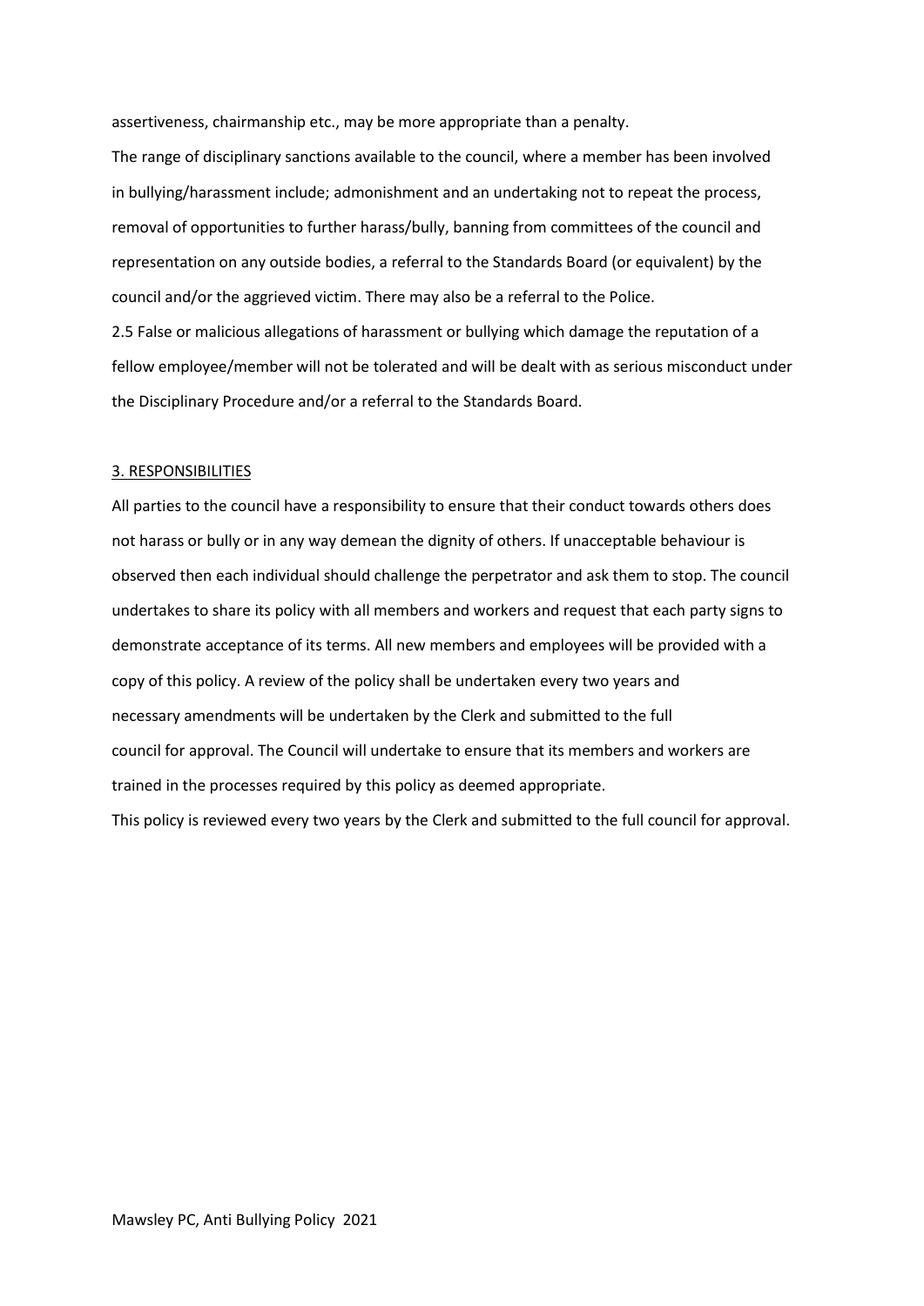assertiveness, chairmanship etc., may be more appropriate than a penalty.

The range of disciplinary sanctions available to the council, where a member has been involved in bullying/harassment include; admonishment and an undertaking not to repeat the process, removal of opportunities to further harass/bully, banning from committees of the council and representation on any outside bodies, a referral to the Standards Board (or equivalent) by the council and/or the aggrieved victim. There may also be a referral to the Police.

2.5 False or malicious allegations of harassment or bullying which damage the reputation of a fellow employee/member will not be tolerated and will be dealt with as serious misconduct under the Disciplinary Procedure and/or a referral to the Standards Board.

## 3. RESPONSIBILITIES

All parties to the council have a responsibility to ensure that their conduct towards others does not harass or bully or in any way demean the dignity of others. If unacceptable behaviour is observed then each individual should challenge the perpetrator and ask them to stop. The council undertakes to share its policy with all members and workers and request that each party signs to demonstrate acceptance of its terms. All new members and employees will be provided with a copy of this policy. A review of the policy shall be undertaken every two years and necessary amendments will be undertaken by the Clerk and submitted to the full council for approval. The Council will undertake to ensure that its members and workers are trained in the processes required by this policy as deemed appropriate.

This policy is reviewed every two years by the Clerk and submitted to the full council for approval.